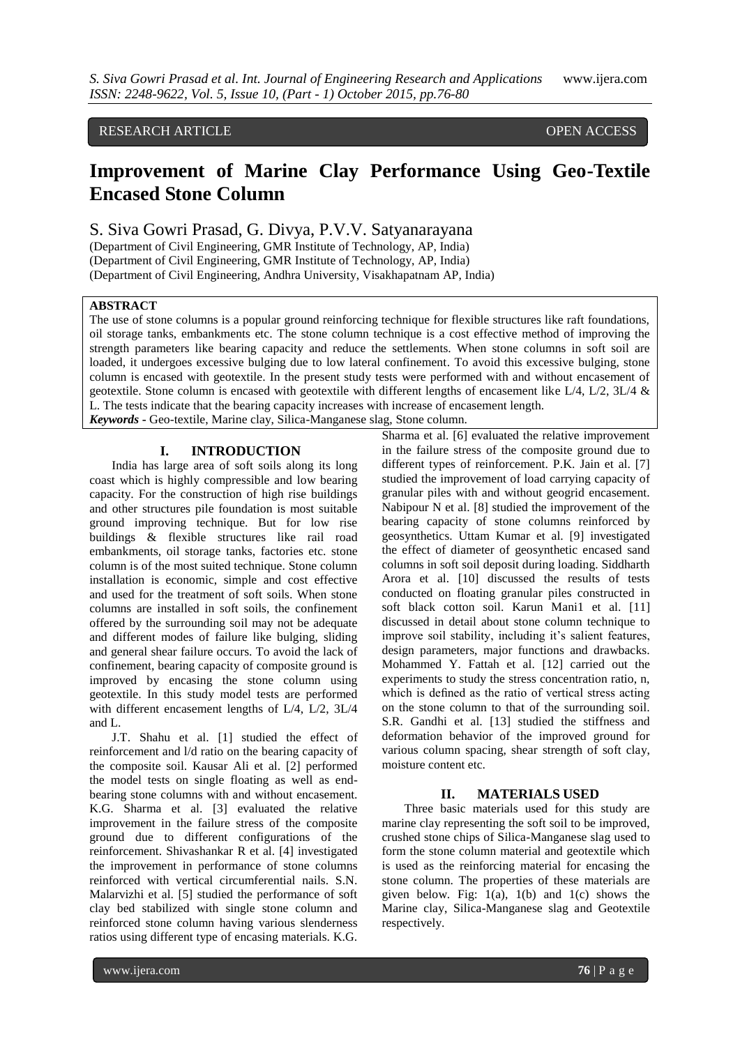RESEARCH ARTICLE OPEN ACCESS

# Improvement of Marine Clay Performance Using Geo-Textile Encased Stone Column

S. Siva Gowri Prasad, G. Divya, P.V.V. Satyanarayana

(Department of Civil Engineering, GMR Institute of Technology, AP, India)
(Department of Civil Engineering, GMR Institute of Technology, AP, India)
(Department of Civil Engineering, Andhra University, Visakhapatnam AP, India)

**ABSTRACT**

The use of stone columns is a popular ground reinforcing technique for flexible structures like raft foundations, oil storage tanks, embankments etc. The stone column technique is a cost effective method of improving the strength parameters like bearing capacity and reduce the settlements. When stone columns in soft soil are loaded, it undergoes excessive bulging due to low lateral confinement. To avoid this excessive bulging, stone column is encased with geotextile. In the present study tests were performed with and without encasement of geotextile. Stone column is encased with geotextile with different lengths of encasement like L/4, L/2, 3L/4 & L. The tests indicate that the bearing capacity increases with increase of encasement length.

***Keywords*** - Geo-textile, Marine clay, Silica-Manganese slag, Stone column.

## I. INTRODUCTION

India has large area of soft soils along its long coast which is highly compressible and low bearing capacity. For the construction of high rise buildings and other structures pile foundation is most suitable ground improving technique. But for low rise buildings & flexible structures like rail road embankments, oil storage tanks, factories etc. stone column is of the most suited technique. Stone column installation is economic, simple and cost effective and used for the treatment of soft soils. When stone columns are installed in soft soils, the confinement offered by the surrounding soil may not be adequate and different modes of failure like bulging, sliding and general shear failure occurs. To avoid the lack of confinement, bearing capacity of composite ground is improved by encasing the stone column using geotextile. In this study model tests are performed with different encasement lengths of L/4, L/2, 3L/4 and L.

J.T. Shahu et al. [1] studied the effect of reinforcement and l/d ratio on the bearing capacity of the composite soil. Kausar Ali et al. [2] performed the model tests on single floating as well as end-bearing stone columns with and without encasement. K.G. Sharma et al. [3] evaluated the relative improvement in the failure stress of the composite ground due to different configurations of the reinforcement. Shivashankar R et al. [4] investigated the improvement in performance of stone columns reinforced with vertical circumferential nails. S.N. Malarvizhi et al. [5] studied the performance of soft clay bed stabilized with single stone column and reinforced stone column having various slenderness ratios using different type of encasing materials. K.G. Sharma et al. [6] evaluated the relative improvement in the failure stress of the composite ground due to different types of reinforcement. P.K. Jain et al. [7] studied the improvement of load carrying capacity of granular piles with and without geogrid encasement. Nabipour N et al. [8] studied the improvement of the bearing capacity of stone columns reinforced by geosynthetics. Uttam Kumar et al. [9] investigated the effect of diameter of geosynthetic encased sand columns in soft soil deposit during loading. Siddharth Arora et al. [10] discussed the results of tests conducted on floating granular piles constructed in soft black cotton soil. Karun Mani1 et al. [11] discussed in detail about stone column technique to improve soil stability, including it's salient features, design parameters, major functions and drawbacks. Mohammed Y. Fattah et al. [12] carried out the experiments to study the stress concentration ratio, n, which is defined as the ratio of vertical stress acting on the stone column to that of the surrounding soil. S.R. Gandhi et al. [13] studied the stiffness and deformation behavior of the improved ground for various column spacing, shear strength of soft clay, moisture content etc.

## II. MATERIALS USED

Three basic materials used for this study are marine clay representing the soft soil to be improved, crushed stone chips of Silica-Manganese slag used to form the stone column material and geotextile which is used as the reinforcing material for encasing the stone column. The properties of these materials are given below. Fig: 1(a), 1(b) and 1(c) shows the Marine clay, Silica-Manganese slag and Geotextile respectively.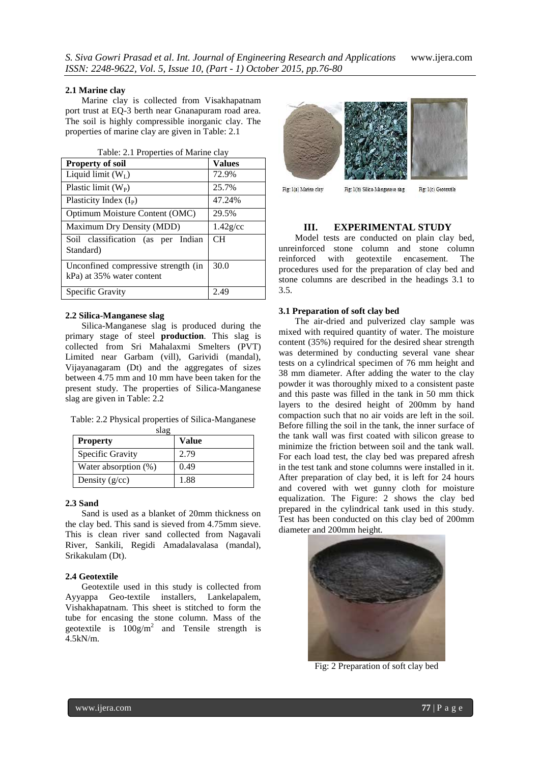### 2.1 Marine clay

Marine clay is collected from Visakhapatnam port trust at EQ-3 berth near Gnanapuram road area. The soil is highly compressible inorganic clay. The properties of marine clay are given in Table: 2.1

Table: 2.1 Properties of Marine clay

| Property of soil | Values |
|---|---|
| Liquid limit ($W_L$) | 72.9% |
| Plastic limit ($W_P$) | 25.7% |
| Plasticity Index ($I_P$) | 47.24% |
| Optimum Moisture Content (OMC) | 29.5% |
| Maximum Dry Density (MDD) | 1.42g/cc |
| Soil classification (as per Indian Standard) | CH |
| Unconfined compressive strength (in kPa) at 35% water content | 30.0 |
| Specific Gravity | 2.49 |

### 2.2 Silica-Manganese slag

Silica-Manganese slag is produced during the primary stage of steel **production**. This slag is collected from Sri Mahalaxmi Smelters (PVT) Limited near Garbam (vill), Garividi (mandal), Vijayanagaram (Dt) and the aggregates of sizes between 4.75 mm and 10 mm have been taken for the present study. The properties of Silica-Manganese slag are given in Table: 2.2

Table: 2.2 Physical properties of Silica-Manganese slag

| Property | Value |
|---|---|
| Specific Gravity | 2.79 |
| Water absorption (%) | 0.49 |
| Density (g/cc) | 1.88 |

### 2.3 Sand

Sand is used as a blanket of 20mm thickness on the clay bed. This sand is sieved from 4.75mm sieve. This is clean river sand collected from Nagavali River, Sankili, Regidi Amadalavalasa (mandal), Srikakulam (Dt).

### 2.4 Geotextile

Geotextile used in this study is collected from Ayyappa Geo-textile installers, Lankelapalem, Vishakhapatnam. This sheet is stitched to form the tube for encasing the stone column. Mass of the geotextile is $100g/m^2$ and Tensile strength is 4.5kN/m.

Fig: 1(a) Marine clay    Fig: 1(b) Silica-Manganese slag    Fig: 1(c) Geotextile

## III. EXPERIMENTAL STUDY

Model tests are conducted on plain clay bed, unreinforced stone column and stone column reinforced with geotextile encasement. The procedures used for the preparation of clay bed and stone columns are described in the headings 3.1 to 3.5.

### 3.1 Preparation of soft clay bed

The air-dried and pulverized clay sample was mixed with required quantity of water. The moisture content (35%) required for the desired shear strength was determined by conducting several vane shear tests on a cylindrical specimen of 76 mm height and 38 mm diameter. After adding the water to the clay powder it was thoroughly mixed to a consistent paste and this paste was filled in the tank in 50 mm thick layers to the desired height of 200mm by hand compaction such that no air voids are left in the soil. Before filling the soil in the tank, the inner surface of the tank wall was first coated with silicon grease to minimize the friction between soil and the tank wall. For each load test, the clay bed was prepared afresh in the test tank and stone columns were installed in it. After preparation of clay bed, it is left for 24 hours and covered with wet gunny cloth for moisture equalization. The Figure: 2 shows the clay bed prepared in the cylindrical tank used in this study. Test has been conducted on this clay bed of 200mm diameter and 200mm height.

Fig: 2 Preparation of soft clay bed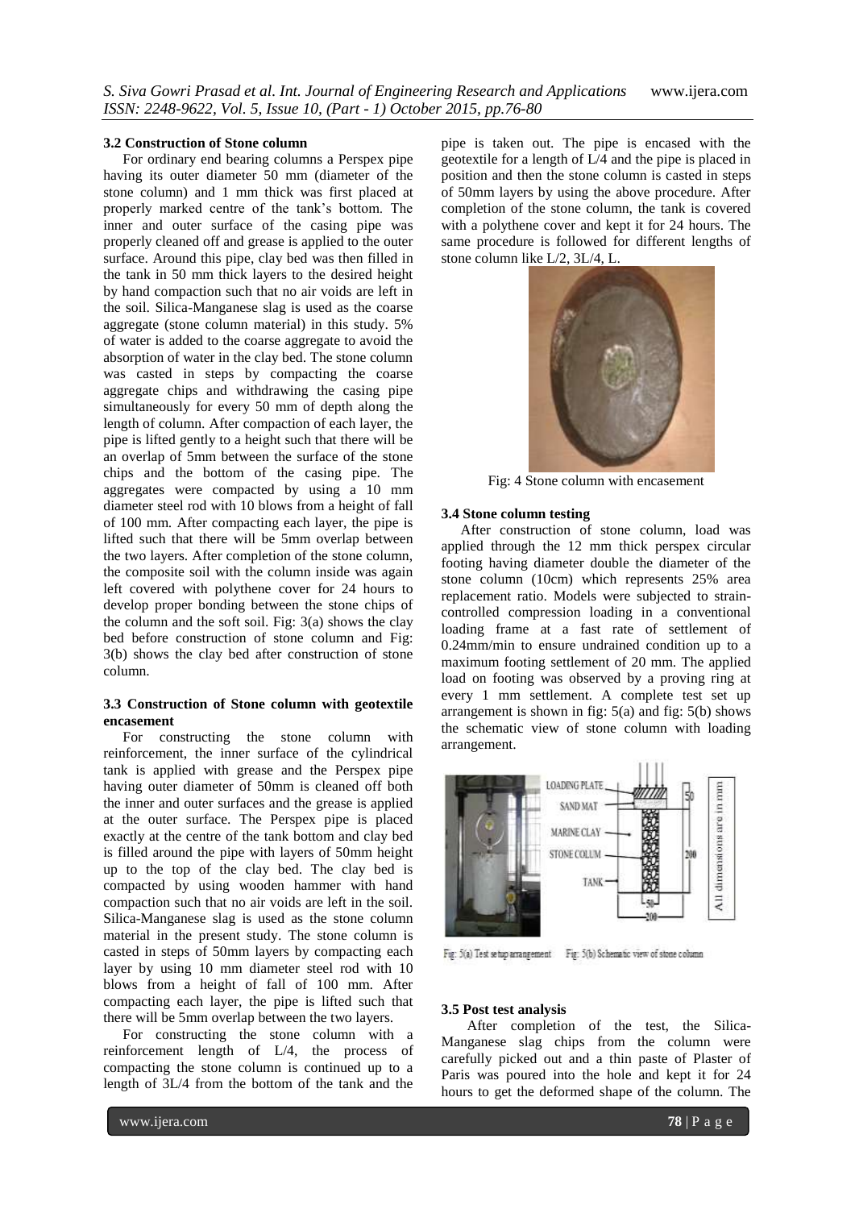### 3.2 Construction of Stone column

For ordinary end bearing columns a Perspex pipe having its outer diameter 50 mm (diameter of the stone column) and 1 mm thick was first placed at properly marked centre of the tank's bottom. The inner and outer surface of the casing pipe was properly cleaned off and grease is applied to the outer surface. Around this pipe, clay bed was then filled in the tank in 50 mm thick layers to the desired height by hand compaction such that no air voids are left in the soil. Silica-Manganese slag is used as the coarse aggregate (stone column material) in this study. 5% of water is added to the coarse aggregate to avoid the absorption of water in the clay bed. The stone column was casted in steps by compacting the coarse aggregate chips and withdrawing the casing pipe simultaneously for every 50 mm of depth along the length of column. After compaction of each layer, the pipe is lifted gently to a height such that there will be an overlap of 5mm between the surface of the stone chips and the bottom of the casing pipe. The aggregates were compacted by using a 10 mm diameter steel rod with 10 blows from a height of fall of 100 mm. After compacting each layer, the pipe is lifted such that there will be 5mm overlap between the two layers. After completion of the stone column, the composite soil with the column inside was again left covered with polythene cover for 24 hours to develop proper bonding between the stone chips of the column and the soft soil. Fig: 3(a) shows the clay bed before construction of stone column and Fig: 3(b) shows the clay bed after construction of stone column.

### 3.3 Construction of Stone column with geotextile encasement

For constructing the stone column with reinforcement, the inner surface of the cylindrical tank is applied with grease and the Perspex pipe having outer diameter of 50mm is cleaned off both the inner and outer surfaces and the grease is applied at the outer surface. The Perspex pipe is placed exactly at the centre of the tank bottom and clay bed is filled around the pipe with layers of 50mm height up to the top of the clay bed. The clay bed is compacted by using wooden hammer with hand compaction such that no air voids are left in the soil. Silica-Manganese slag is used as the stone column material in the present study. The stone column is casted in steps of 50mm layers by compacting each layer by using 10 mm diameter steel rod with 10 blows from a height of fall of 100 mm. After compacting each layer, the pipe is lifted such that there will be 5mm overlap between the two layers.

For constructing the stone column with a reinforcement length of L/4, the process of compacting the stone column is continued up to a length of 3L/4 from the bottom of the tank and the pipe is taken out. The pipe is encased with the geotextile for a length of L/4 and the pipe is placed in position and then the stone column is casted in steps of 50mm layers by using the above procedure. After completion of the stone column, the tank is covered with a polythene cover and kept it for 24 hours. The same procedure is followed for different lengths of stone column like L/2, 3L/4, L.

Fig: 4 Stone column with encasement

### 3.4 Stone column testing

After construction of stone column, load was applied through the 12 mm thick perspex circular footing having diameter double the diameter of the stone column (10cm) which represents 25% area replacement ratio. Models were subjected to strain-controlled compression loading in a conventional loading frame at a fast rate of settlement of 0.24mm/min to ensure undrained condition up to a maximum footing settlement of 20 mm. The applied load on footing was observed by a proving ring at every 1 mm settlement. A complete test set up arrangement is shown in fig: 5(a) and fig: 5(b) shows the schematic view of stone column with loading arrangement.

Fig: 5(a) Test setup arrangement Fig: 5(b) Schematic view of stone column

### 3.5 Post test analysis

After completion of the test, the Silica-Manganese slag chips from the column were carefully picked out and a thin paste of Plaster of Paris was poured into the hole and kept it for 24 hours to get the deformed shape of the column. The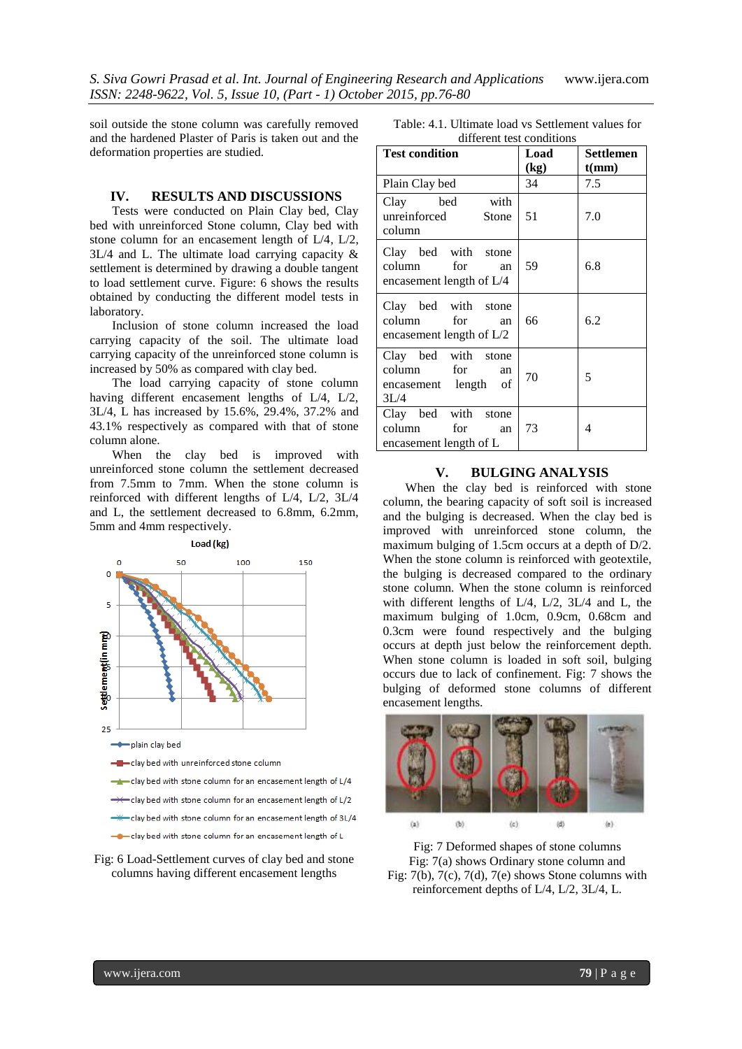soil outside the stone column was carefully removed and the hardened Plaster of Paris is taken out and the deformation properties are studied.

## IV. RESULTS AND DISCUSSIONS

Tests were conducted on Plain Clay bed, Clay bed with unreinforced Stone column, Clay bed with stone column for an encasement length of L/4, L/2, 3L/4 and L. The ultimate load carrying capacity & settlement is determined by drawing a double tangent to load settlement curve. Figure: 6 shows the results obtained by conducting the different model tests in laboratory.

Inclusion of stone column increased the load carrying capacity of the soil. The ultimate load carrying capacity of the unreinforced stone column is increased by 50% as compared with clay bed.

The load carrying capacity of stone column having different encasement lengths of L/4, L/2, 3L/4, L has increased by 15.6%, 29.4%, 37.2% and 43.1% respectively as compared with that of stone column alone.

When the clay bed is improved with unreinforced stone column the settlement decreased from 7.5mm to 7mm. When the stone column is reinforced with different lengths of L/4, L/2, 3L/4 and L, the settlement decreased to 6.8mm, 6.2mm, 5mm and 4mm respectively.

Fig: 6 Load-Settlement curves of clay bed and stone columns having different encasement lengths

Table: 4.1. Ultimate load vs Settlement values for different test conditions

| Test condition | Load (kg) | Settlement t(mm) |
|---|---|---|
| Plain Clay bed | 34 | 7.5 |
| Clay bed with unreinforced Stone column | 51 | 7.0 |
| Clay bed with stone column for an encasement length of L/4 | 59 | 6.8 |
| Clay bed with stone column for an encasement length of L/2 | 66 | 6.2 |
| Clay bed with stone column for an encasement length of 3L/4 | 70 | 5 |
| Clay bed with stone column for an encasement length of L | 73 | 4 |

## V. BULGING ANALYSIS

When the clay bed is reinforced with stone column, the bearing capacity of soft soil is increased and the bulging is decreased. When the clay bed is improved with unreinforced stone column, the maximum bulging of 1.5cm occurs at a depth of D/2. When the stone column is reinforced with geotextile, the bulging is decreased compared to the ordinary stone column. When the stone column is reinforced with different lengths of L/4, L/2, 3L/4 and L, the maximum bulging of 1.0cm, 0.9cm, 0.68cm and 0.3cm were found respectively and the bulging occurs at depth just below the reinforcement depth. When stone column is loaded in soft soil, bulging occurs due to lack of confinement. Fig: 7 shows the bulging of deformed stone columns of different encasement lengths.

Fig: 7 Deformed shapes of stone columns
Fig: 7(a) shows Ordinary stone column and Fig: 7(b), 7(c), 7(d), 7(e) shows Stone columns with reinforcement depths of L/4, L/2, 3L/4, L.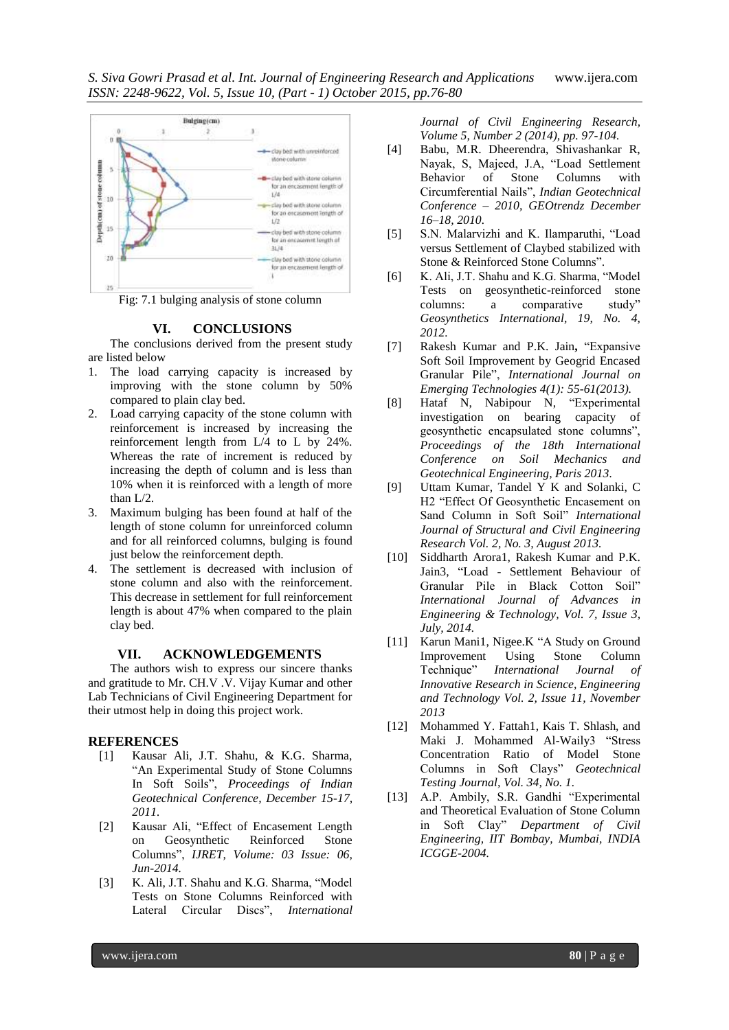Bulging(cm)

0 1 2 3

0

5

10

15

20

25

Depth(cm) of stone column

clay bed with unreinforced stone column

clay bed with stone column for an encasement length of L/4

clay bed with stone column for an encasement length of L/2

clay bed with stone column for an encasement length of 3L/4

clay bed with stone column for an encasement length of L

Fig: 7.1 bulging analysis of stone column

## VI. CONCLUSIONS

The conclusions derived from the present study are listed below

1. The load carrying capacity is increased by improving with the stone column by 50% compared to plain clay bed.
2. Load carrying capacity of the stone column with reinforcement is increased by increasing the reinforcement length from L/4 to L by 24%. Whereas the rate of increment is reduced by increasing the depth of column and is less than 10% when it is reinforced with a length of more than L/2.
3. Maximum bulging has been found at half of the length of stone column for unreinforced column and for all reinforced columns, bulging is found just below the reinforcement depth.
4. The settlement is decreased with inclusion of stone column and also with the reinforcement. This decrease in settlement for full reinforcement length is about 47% when compared to the plain clay bed.

## VII. ACKNOWLEDGEMENTS

The authors wish to express our sincere thanks and gratitude to Mr. CH.V .V. Vijay Kumar and other Lab Technicians of Civil Engineering Department for their utmost help in doing this project work.

## REFERENCES

[1] Kausar Ali, J.T. Shahu, & K.G. Sharma, "An Experimental Study of Stone Columns In Soft Soils", *Proceedings of Indian Geotechnical Conference, December 15-17, 2011.*

[2] Kausar Ali, "Effect of Encasement Length on Geosynthetic Reinforced Stone Columns", *IJRET, Volume: 03 Issue: 06, Jun-2014.*

[3] K. Ali, J.T. Shahu and K.G. Sharma, "Model Tests on Stone Columns Reinforced with Lateral Circular Discs", *International Journal of Civil Engineering Research, Volume 5, Number 2 (2014), pp. 97-104.*

[4] Babu, M.R. Dheerendra, Shivashankar R, Nayak, S, Majeed, J.A, "Load Settlement Behavior of Stone Columns with Circumferential Nails", *Indian Geotechnical Conference – 2010, GEOtrendz December 16–18, 2010.*

[5] S.N. Malarvizhi and K. Ilamparuthi, "Load versus Settlement of Claybed stabilized with Stone & Reinforced Stone Columns".

[6] K. Ali, J.T. Shahu and K.G. Sharma, "Model Tests on geosynthetic-reinforced stone columns: a comparative study" *Geosynthetics International, 19, No. 4, 2012.*

[7] Rakesh Kumar and P.K. Jain**,** "Expansive Soft Soil Improvement by Geogrid Encased Granular Pile", *International Journal on Emerging Technologies 4(1): 55-61(2013).*

[8] Hataf N, Nabipour N, "Experimental investigation on bearing capacity of geosynthetic encapsulated stone columns", *Proceedings of the 18th International Conference on Soil Mechanics and Geotechnical Engineering, Paris 2013.*

[9] Uttam Kumar, Tandel Y K and Solanki, C H2 "Effect Of Geosynthetic Encasement on Sand Column in Soft Soil" *International Journal of Structural and Civil Engineering Research Vol. 2, No. 3, August 2013.*

[10] Siddharth Arora1, Rakesh Kumar and P.K. Jain3, "Load - Settlement Behaviour of Granular Pile in Black Cotton Soil" *International Journal of Advances in Engineering & Technology, Vol. 7, Issue 3, July, 2014.*

[11] Karun Mani1, Nigee.K "A Study on Ground Improvement Using Stone Column Technique" *International Journal of Innovative Research in Science, Engineering and Technology Vol. 2, Issue 11, November 2013*

[12] Mohammed Y. Fattah1, Kais T. Shlash, and Maki J. Mohammed Al-Waily3 "Stress Concentration Ratio of Model Stone Columns in Soft Clays" *Geotechnical Testing Journal, Vol. 34, No. 1.*

[13] A.P. Ambily, S.R. Gandhi "Experimental and Theoretical Evaluation of Stone Column in Soft Clay" *Department of Civil Engineering, IIT Bombay, Mumbai, INDIA ICGGE-2004.*